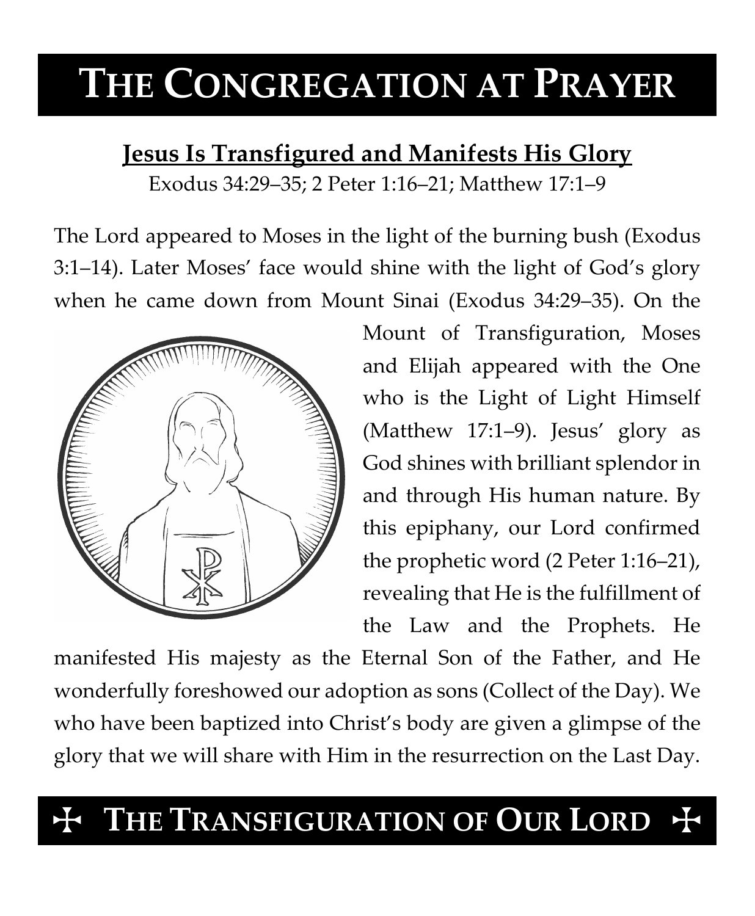# THE CONGREGATION AT PRAYER

## Jesus Is Transfigured and Manifests His Glory

Exodus 34:29–35; 2 Peter 1:16–21; Matthew 17:1–9

The Lord appeared to Moses in the light of the burning bush (Exodus 3:1–14). Later Moses' face would shine with the light of God's glory when he came down from Mount Sinai (Exodus 34:29–35). On the Mount of Transfiguration, Moses and Elijah appeared with the One who is the Light of Light Himself (Matthew 17:1–9). Jesus' glory as God shines with brilliant splendor in and through His human nature. By this epiphany, our Lord confirmed the prophetic word (2 Peter 1:16–21), revealing that He is the fulfillment of the Law and the Prophets. He manifested His majesty as the Eternal Son of the Father, and He wonderfully foreshowed our adoption as sons (Collect of the Day). We who have been baptized into Christ's body are given a glimpse of the glory that we will share with Him in the resurrection on the Last Day.

# ✠ THE TRANSFIGURATION OF OUR LORD ✠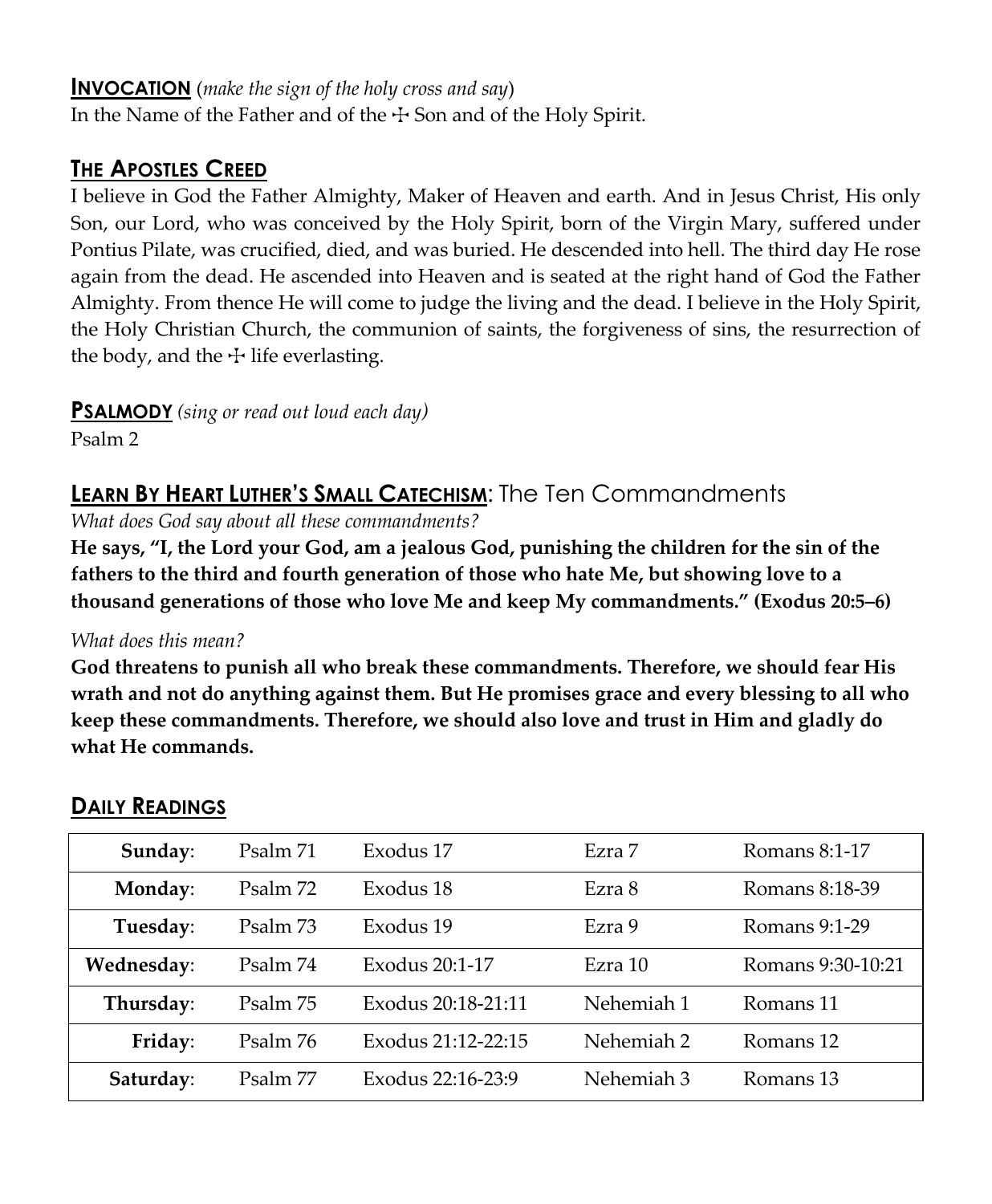## **Invocation** (*make the sign of the holy cross and say*)

In the Name of the Father and of the ☩ Son and of the Holy Spirit.

## **The Apostles Creed**

I believe in God the Father Almighty, Maker of Heaven and earth. And in Jesus Christ, His only Son, our Lord, who was conceived by the Holy Spirit, born of the Virgin Mary, suffered under Pontius Pilate, was crucified, died, and was buried. He descended into hell. The third day He rose again from the dead. He ascended into Heaven and is seated at the right hand of God the Father Almighty. From thence He will come to judge the living and the dead. I believe in the Holy Spirit, the Holy Christian Church, the communion of saints, the forgiveness of sins, the resurrection of the body, and the ☩ life everlasting.

## **Psalmody** *(sing or read out loud each day)*

Psalm 2

## **Learn By Heart Luther's Small Catechism**: The Ten Commandments

*What does God say about all these commandments?*

**He says, "I, the Lord your God, am a jealous God, punishing the children for the sin of the fathers to the third and fourth generation of those who hate Me, but showing love to a thousand generations of those who love Me and keep My commandments." (Exodus 20:5–6)**

*What does this mean?*

**God threatens to punish all who break these commandments. Therefore, we should fear His wrath and not do anything against them. But He promises grace and every blessing to all who keep these commandments. Therefore, we should also love and trust in Him and gladly do what He commands.**

## **Daily Readings**

| | | | | |
|---|---|---|---|---|
| **Sunday**: | Psalm 71 | Exodus 17 | Ezra 7 | Romans 8:1-17 |
| **Monday**: | Psalm 72 | Exodus 18 | Ezra 8 | Romans 8:18-39 |
| **Tuesday**: | Psalm 73 | Exodus 19 | Ezra 9 | Romans 9:1-29 |
| **Wednesday**: | Psalm 74 | Exodus 20:1-17 | Ezra 10 | Romans 9:30-10:21 |
| **Thursday**: | Psalm 75 | Exodus 20:18-21:11 | Nehemiah 1 | Romans 11 |
| **Friday**: | Psalm 76 | Exodus 21:12-22:15 | Nehemiah 2 | Romans 12 |
| **Saturday**: | Psalm 77 | Exodus 22:16-23:9 | Nehemiah 3 | Romans 13 |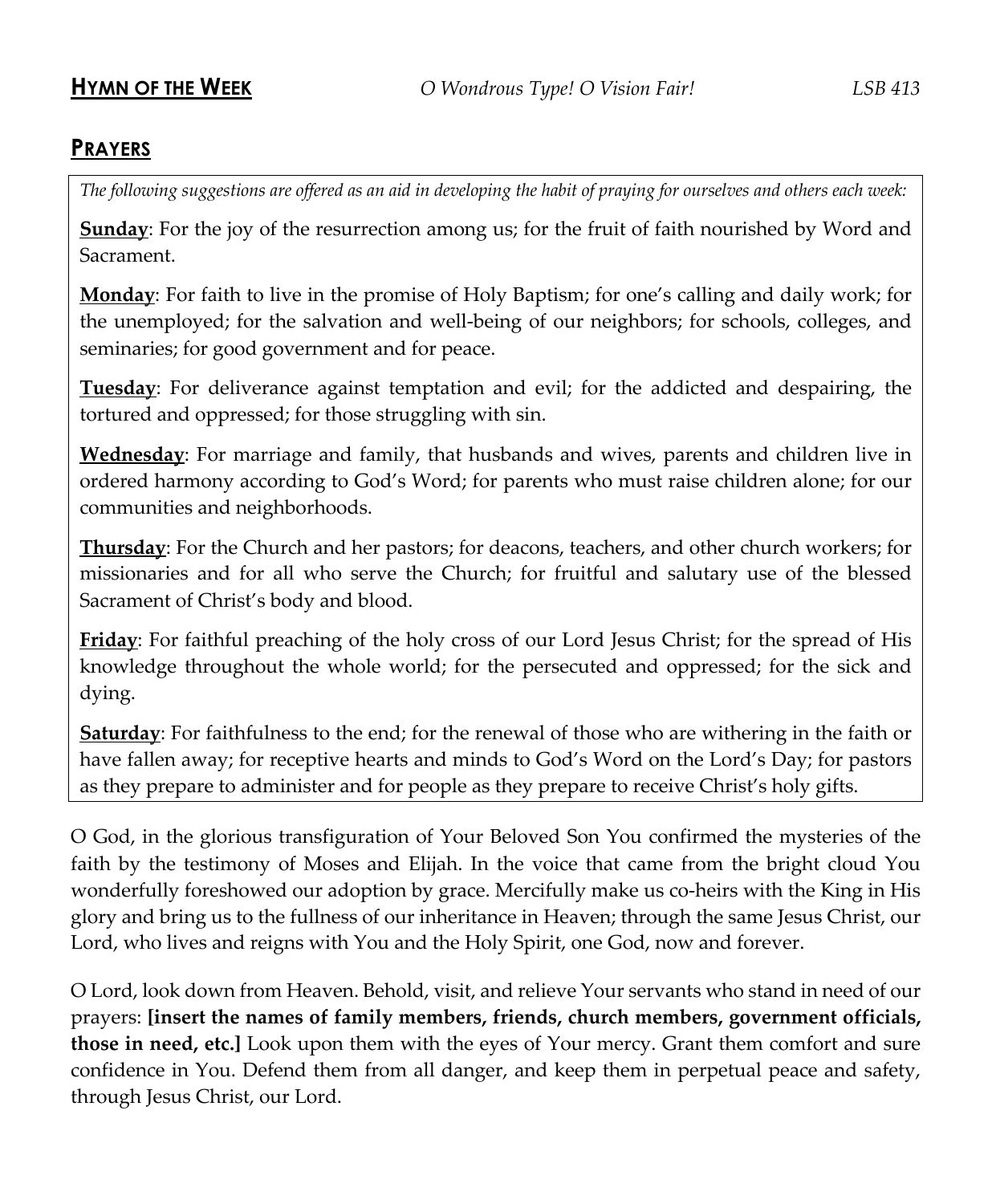**HYMN OF THE WEEK** *O Wondrous Type! O Vision Fair!* *LSB 413*

## PRAYERS

*The following suggestions are offered as an aid in developing the habit of praying for ourselves and others each week:*

**Sunday**: For the joy of the resurrection among us; for the fruit of faith nourished by Word and Sacrament.

**Monday**: For faith to live in the promise of Holy Baptism; for one's calling and daily work; for the unemployed; for the salvation and well-being of our neighbors; for schools, colleges, and seminaries; for good government and for peace.

**Tuesday**: For deliverance against temptation and evil; for the addicted and despairing, the tortured and oppressed; for those struggling with sin.

**Wednesday**: For marriage and family, that husbands and wives, parents and children live in ordered harmony according to God's Word; for parents who must raise children alone; for our communities and neighborhoods.

**Thursday**: For the Church and her pastors; for deacons, teachers, and other church workers; for missionaries and for all who serve the Church; for fruitful and salutary use of the blessed Sacrament of Christ's body and blood.

**Friday**: For faithful preaching of the holy cross of our Lord Jesus Christ; for the spread of His knowledge throughout the whole world; for the persecuted and oppressed; for the sick and dying.

**Saturday**: For faithfulness to the end; for the renewal of those who are withering in the faith or have fallen away; for receptive hearts and minds to God's Word on the Lord's Day; for pastors as they prepare to administer and for people as they prepare to receive Christ's holy gifts.

O God, in the glorious transfiguration of Your Beloved Son You confirmed the mysteries of the faith by the testimony of Moses and Elijah. In the voice that came from the bright cloud You wonderfully foreshowed our adoption by grace. Mercifully make us co-heirs with the King in His glory and bring us to the fullness of our inheritance in Heaven; through the same Jesus Christ, our Lord, who lives and reigns with You and the Holy Spirit, one God, now and forever.

O Lord, look down from Heaven. Behold, visit, and relieve Your servants who stand in need of our prayers: **[insert the names of family members, friends, church members, government officials, those in need, etc.]** Look upon them with the eyes of Your mercy. Grant them comfort and sure confidence in You. Defend them from all danger, and keep them in perpetual peace and safety, through Jesus Christ, our Lord.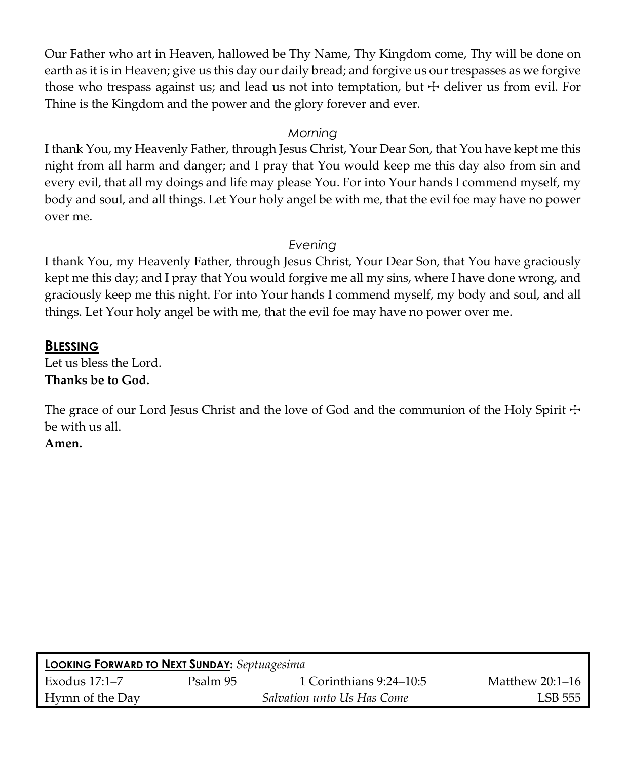Our Father who art in Heaven, hallowed be Thy Name, Thy Kingdom come, Thy will be done on earth as it is in Heaven; give us this day our daily bread; and forgive us our trespasses as we forgive those who trespass against us; and lead us not into temptation, but ☩ deliver us from evil. For Thine is the Kingdom and the power and the glory forever and ever.

*Morning*

I thank You, my Heavenly Father, through Jesus Christ, Your Dear Son, that You have kept me this night from all harm and danger; and I pray that You would keep me this day also from sin and every evil, that all my doings and life may please You. For into Your hands I commend myself, my body and soul, and all things. Let Your holy angel be with me, that the evil foe may have no power over me.

*Evening*

I thank You, my Heavenly Father, through Jesus Christ, Your Dear Son, that You have graciously kept me this day; and I pray that You would forgive me all my sins, where I have done wrong, and graciously keep me this night. For into Your hands I commend myself, my body and soul, and all things. Let Your holy angel be with me, that the evil foe may have no power over me.

## BLESSING

Let us bless the Lord.
**Thanks be to God.**

The grace of our Lord Jesus Christ and the love of God and the communion of the Holy Spirit ☩ be with us all.
**Amen.**

| **LOOKING FORWARD TO NEXT SUNDAY:** *Septuagesima* | | | |
| --- | --- | --- | --- |
| Exodus 17:1–7 | Psalm 95 | 1 Corinthians 9:24–10:5 | Matthew 20:1–16 |
| Hymn of the Day | | *Salvation unto Us Has Come* | LSB 555 |